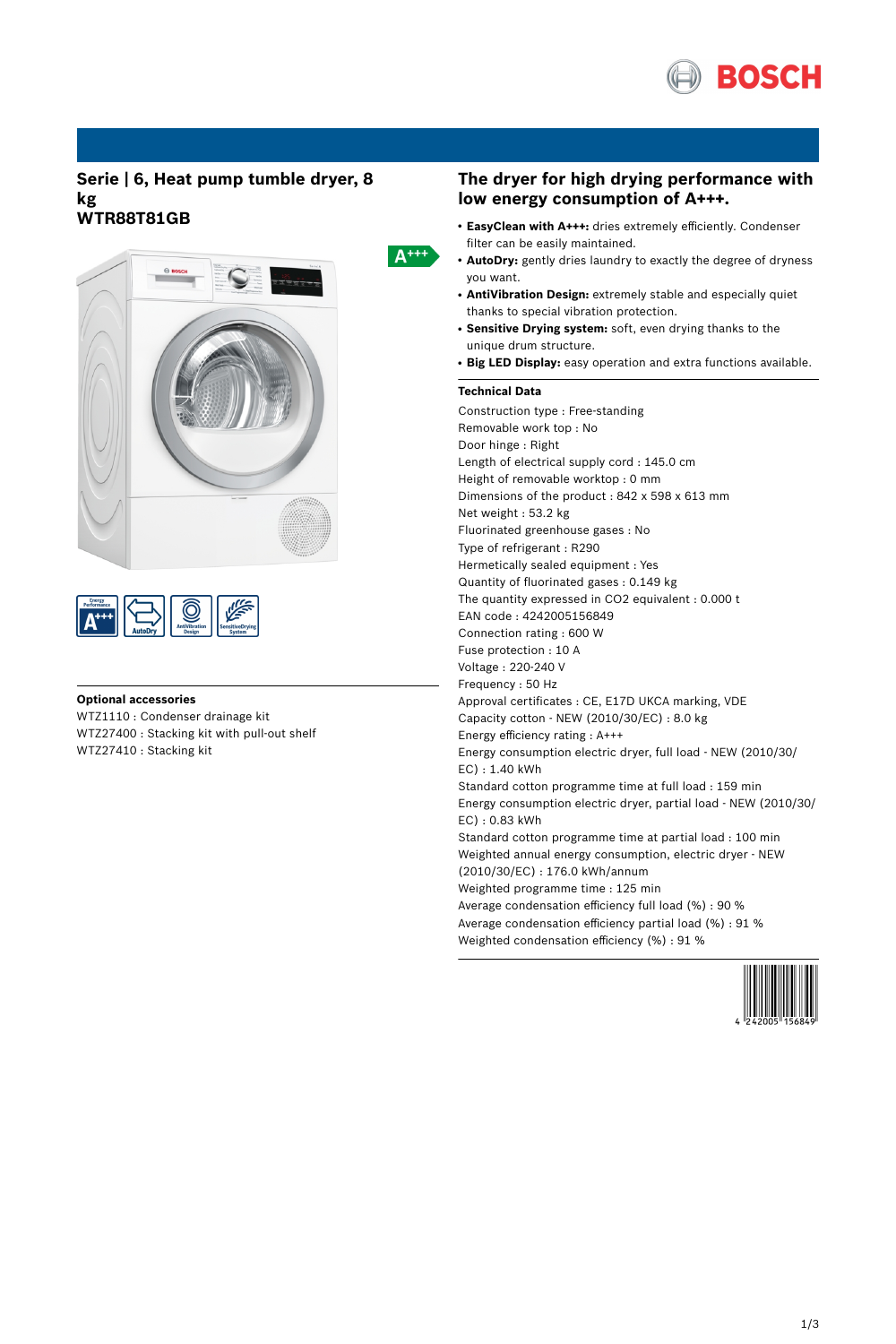# Serie | 6, Heat pump tumble dryer, 8 kg
# WTR88T81GB

## Optional accessories

WTZ1110 : Condenser drainage kit
WTZ27400 : Stacking kit with pull-out shelf
WTZ27410 : Stacking kit

## The dryer for high drying performance with low energy consumption of A+++.

- **EasyClean with A+++:** dries extremely efficiently. Condenser filter can be easily maintained.
- **AutoDry:** gently dries laundry to exactly the degree of dryness you want.
- **AntiVibration Design:** extremely stable and especially quiet thanks to special vibration protection.
- **Sensitive Drying system:** soft, even drying thanks to the unique drum structure.
- **Big LED Display:** easy operation and extra functions available.

### Technical Data

Construction type : Free-standing
Removable work top : No
Door hinge : Right
Length of electrical supply cord : 145.0 cm
Height of removable worktop : 0 mm
Dimensions of the product : 842 x 598 x 613 mm
Net weight : 53.2 kg
Fluorinated greenhouse gases : No
Type of refrigerant : R290
Hermetically sealed equipment : Yes
Quantity of fluorinated gases : 0.149 kg
The quantity expressed in CO2 equivalent : 0.000 t
EAN code : 4242005156849
Connection rating : 600 W
Fuse protection : 10 A
Voltage : 220-240 V
Frequency : 50 Hz
Approval certificates : CE, E17D UKCA marking, VDE
Capacity cotton - NEW (2010/30/EC) : 8.0 kg
Energy efficiency rating : A+++
Energy consumption electric dryer, full load - NEW (2010/30/EC) : 1.40 kWh
Standard cotton programme time at full load : 159 min
Energy consumption electric dryer, partial load - NEW (2010/30/EC) : 0.83 kWh
Standard cotton programme time at partial load : 100 min
Weighted annual energy consumption, electric dryer - NEW (2010/30/EC) : 176.0 kWh/annum
Weighted programme time : 125 min
Average condensation efficiency full load (%) : 90 %
Average condensation efficiency partial load (%) : 91 %
Weighted condensation efficiency (%) : 91 %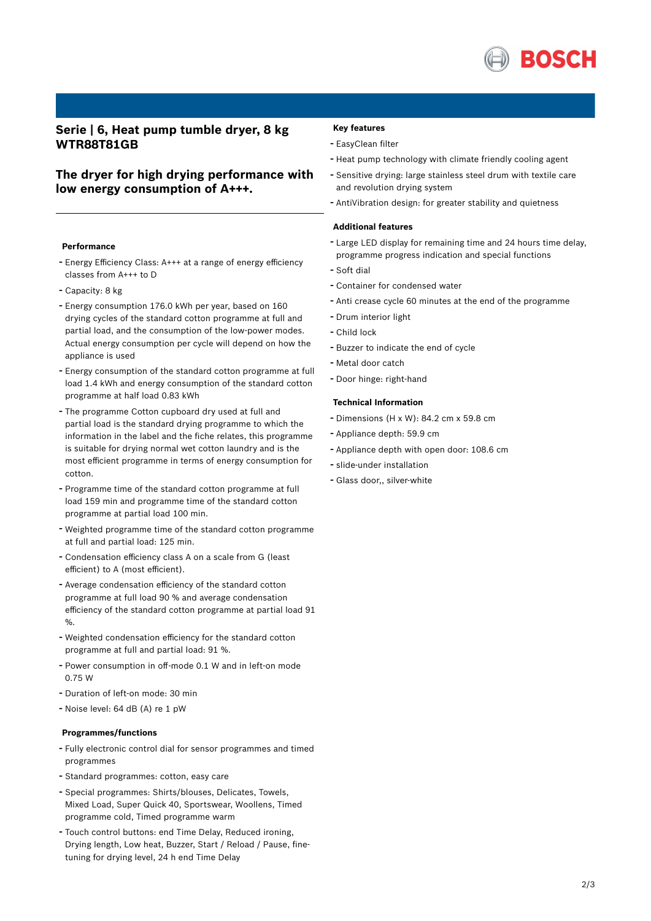## Serie | 6, Heat pump tumble dryer, 8 kg WTR88T81GB

## The dryer for high drying performance with low energy consumption of A+++.

### Performance

- Energy Efficiency Class: A+++ at a range of energy efficiency classes from A+++ to D
- Capacity: 8 kg
- Energy consumption 176.0 kWh per year, based on 160 drying cycles of the standard cotton programme at full and partial load, and the consumption of the low-power modes. Actual energy consumption per cycle will depend on how the appliance is used
- Energy consumption of the standard cotton programme at full load 1.4 kWh and energy consumption of the standard cotton programme at half load 0.83 kWh
- The programme Cotton cupboard dry used at full and partial load is the standard drying programme to which the information in the label and the fiche relates, this programme is suitable for drying normal wet cotton laundry and is the most efficient programme in terms of energy consumption for cotton.
- Programme time of the standard cotton programme at full load 159 min and programme time of the standard cotton programme at partial load 100 min.
- Weighted programme time of the standard cotton programme at full and partial load: 125 min.
- Condensation efficiency class A on a scale from G (least efficient) to A (most efficient).
- Average condensation efficiency of the standard cotton programme at full load 90 % and average condensation efficiency of the standard cotton programme at partial load 91 %.
- Weighted condensation efficiency for the standard cotton programme at full and partial load: 91 %.
- Power consumption in off-mode 0.1 W and in left-on mode 0.75 W
- Duration of left-on mode: 30 min
- Noise level: 64 dB (A) re 1 pW

### Programmes/functions

- Fully electronic control dial for sensor programmes and timed programmes
- Standard programmes: cotton, easy care
- Special programmes: Shirts/blouses, Delicates, Towels, Mixed Load, Super Quick 40, Sportswear, Woollens, Timed programme cold, Timed programme warm
- Touch control buttons: end Time Delay, Reduced ironing, Drying length, Low heat, Buzzer, Start / Reload / Pause, fine-tuning for drying level, 24 h end Time Delay

### Key features

- EasyClean filter
- Heat pump technology with climate friendly cooling agent
- Sensitive drying: large stainless steel drum with textile care and revolution drying system
- AntiVibration design: for greater stability and quietness

### Additional features

- Large LED display for remaining time and 24 hours time delay, programme progress indication and special functions
- Soft dial
- Container for condensed water
- Anti crease cycle 60 minutes at the end of the programme
- Drum interior light
- Child lock
- Buzzer to indicate the end of cycle
- Metal door catch
- Door hinge: right-hand

### Technical Information

- Dimensions (H x W): 84.2 cm x 59.8 cm
- Appliance depth: 59.9 cm
- Appliance depth with open door: 108.6 cm
- slide-under installation
- Glass door,, silver-white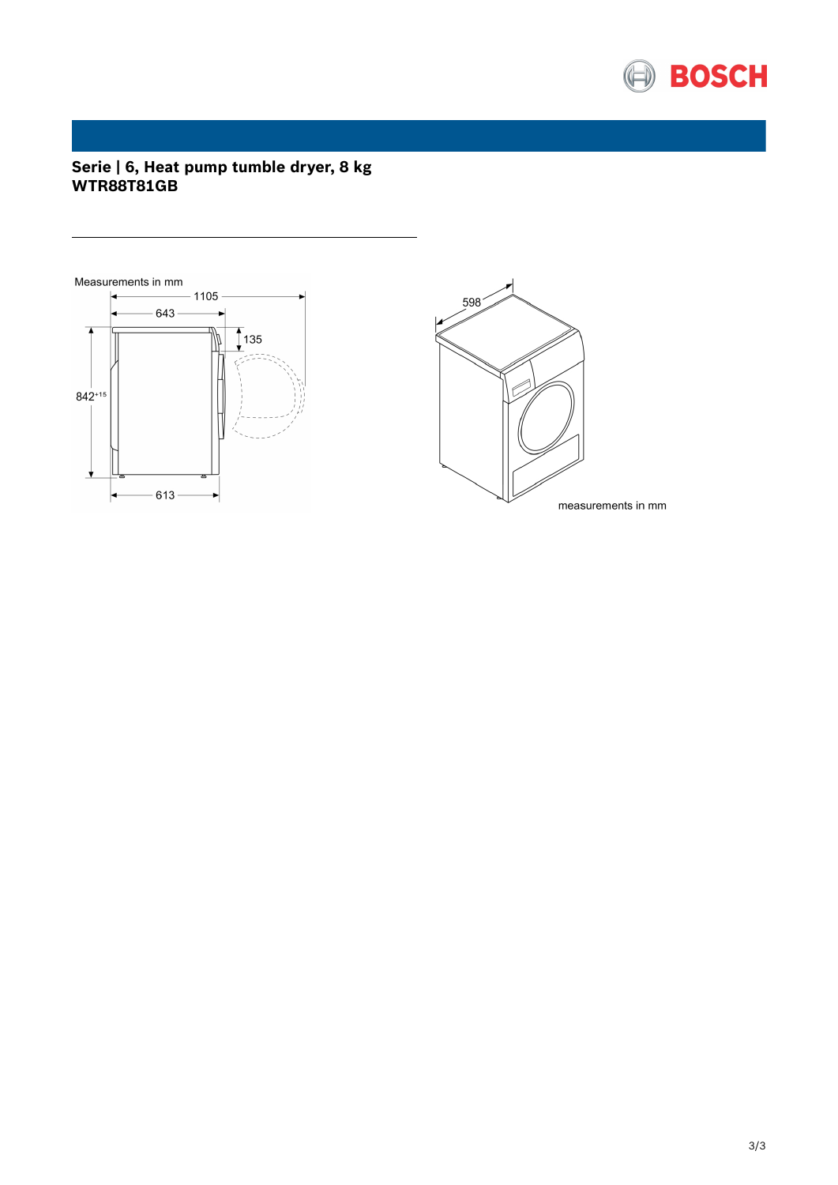**Serie | 6, Heat pump tumble dryer, 8 kg**
**WTR88T81GB**

Measurements in mm

1105

643

135

842$^{+15}$

613

598

measurements in mm